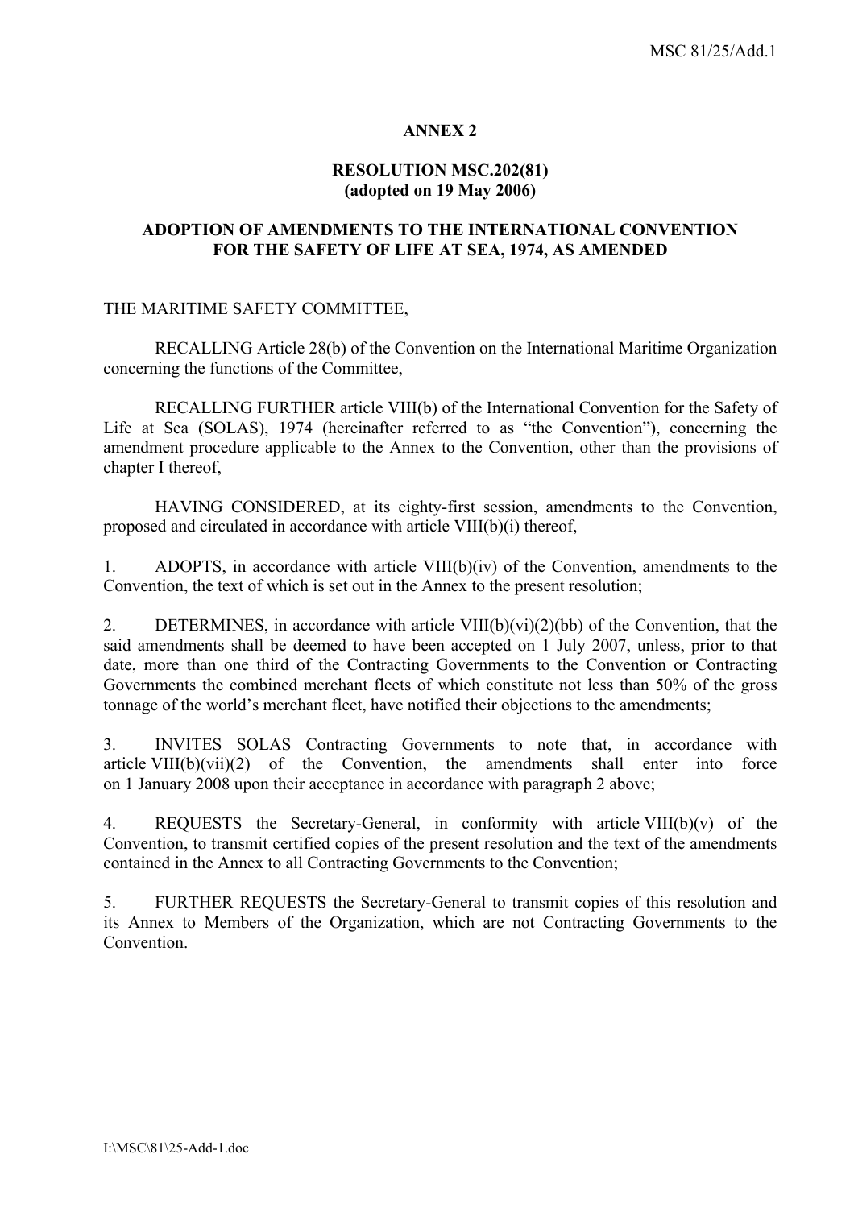## ANNEX 2

### RESOLUTION MSC.202(81)
### (adopted on 19 May 2006)

### ADOPTION OF AMENDMENTS TO THE INTERNATIONAL CONVENTION FOR THE SAFETY OF LIFE AT SEA, 1974, AS AMENDED

THE MARITIME SAFETY COMMITTEE,

RECALLING Article 28(b) of the Convention on the International Maritime Organization concerning the functions of the Committee,

RECALLING FURTHER article VIII(b) of the International Convention for the Safety of Life at Sea (SOLAS), 1974 (hereinafter referred to as "the Convention"), concerning the amendment procedure applicable to the Annex to the Convention, other than the provisions of chapter I thereof,

HAVING CONSIDERED, at its eighty-first session, amendments to the Convention, proposed and circulated in accordance with article VIII(b)(i) thereof,

1. ADOPTS, in accordance with article VIII(b)(iv) of the Convention, amendments to the Convention, the text of which is set out in the Annex to the present resolution;

2. DETERMINES, in accordance with article VIII(b)(vi)(2)(bb) of the Convention, that the said amendments shall be deemed to have been accepted on 1 July 2007, unless, prior to that date, more than one third of the Contracting Governments to the Convention or Contracting Governments the combined merchant fleets of which constitute not less than 50% of the gross tonnage of the world's merchant fleet, have notified their objections to the amendments;

3. INVITES SOLAS Contracting Governments to note that, in accordance with article VIII(b)(vii)(2) of the Convention, the amendments shall enter into force on 1 January 2008 upon their acceptance in accordance with paragraph 2 above;

4. REQUESTS the Secretary-General, in conformity with article VIII(b)(v) of the Convention, to transmit certified copies of the present resolution and the text of the amendments contained in the Annex to all Contracting Governments to the Convention;

5. FURTHER REQUESTS the Secretary-General to transmit copies of this resolution and its Annex to Members of the Organization, which are not Contracting Governments to the Convention.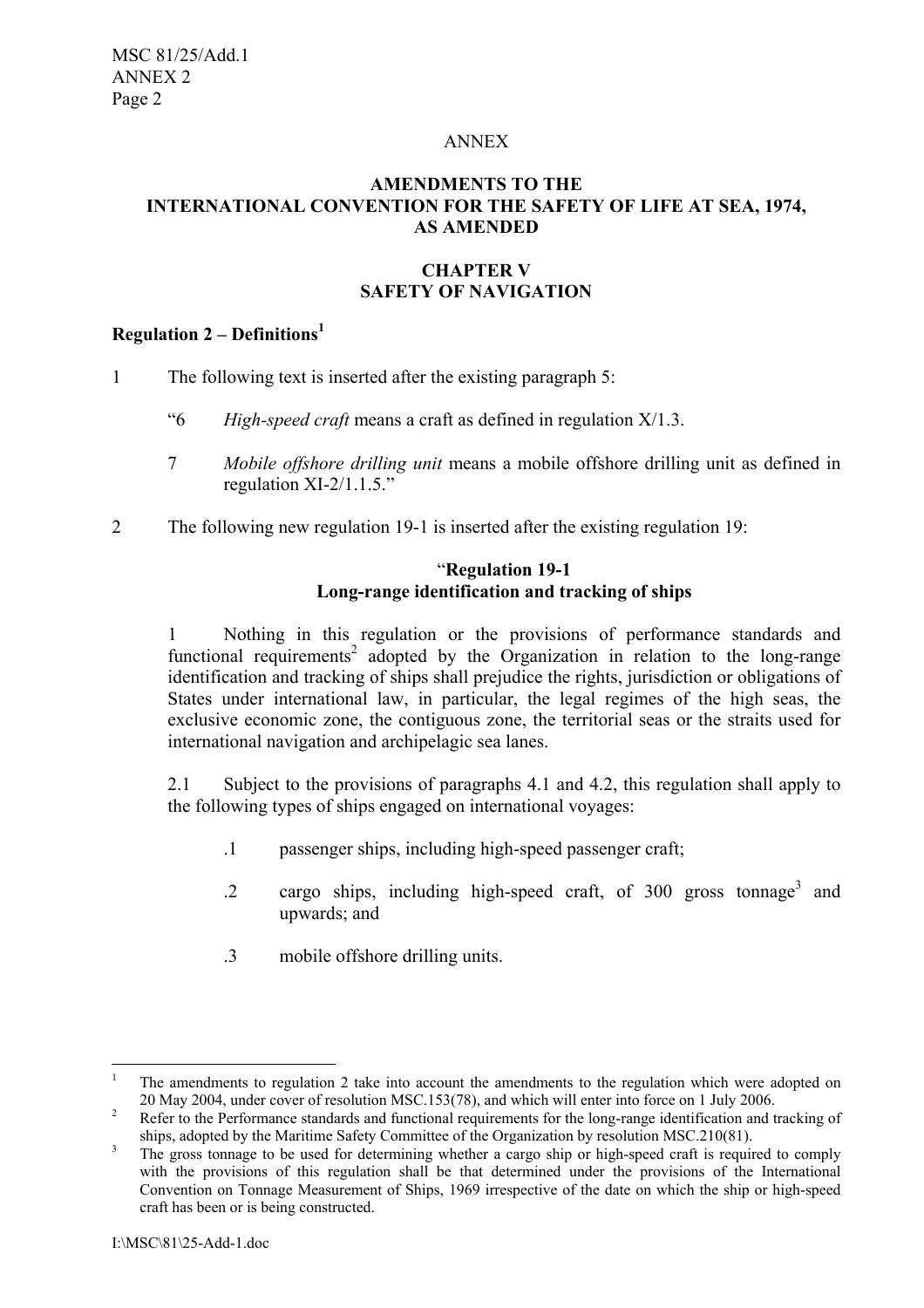ANNEX

## AMENDMENTS TO THE INTERNATIONAL CONVENTION FOR THE SAFETY OF LIFE AT SEA, 1974, AS AMENDED

## CHAPTER V SAFETY OF NAVIGATION

**Regulation 2 – Definitions**[1]

1 The following text is inserted after the existing paragraph 5:

> "6 *High-speed craft* means a craft as defined in regulation X/1.3.
>
> 7 *Mobile offshore drilling unit* means a mobile offshore drilling unit as defined in regulation XI-2/1.1.5."

2 The following new regulation 19-1 is inserted after the existing regulation 19:

> "**Regulation 19-1**
> **Long-range identification and tracking of ships**
>
> 1 Nothing in this regulation or the provisions of performance standards and functional requirements[2] adopted by the Organization in relation to the long-range identification and tracking of ships shall prejudice the rights, jurisdiction or obligations of States under international law, in particular, the legal regimes of the high seas, the exclusive economic zone, the contiguous zone, the territorial seas or the straits used for international navigation and archipelagic sea lanes.
>
> 2.1 Subject to the provisions of paragraphs 4.1 and 4.2, this regulation shall apply to the following types of ships engaged on international voyages:
>
> .1 passenger ships, including high-speed passenger craft;
>
> .2 cargo ships, including high-speed craft, of 300 gross tonnage[3] and upwards; and
>
> .3 mobile offshore drilling units.

---

[1] The amendments to regulation 2 take into account the amendments to the regulation which were adopted on 20 May 2004, under cover of resolution MSC.153(78), and which will enter into force on 1 July 2006.

[2] Refer to the Performance standards and functional requirements for the long-range identification and tracking of ships, adopted by the Maritime Safety Committee of the Organization by resolution MSC.210(81).

[3] The gross tonnage to be used for determining whether a cargo ship or high-speed craft is required to comply with the provisions of this regulation shall be that determined under the provisions of the International Convention on Tonnage Measurement of Ships, 1969 irrespective of the date on which the ship or high-speed craft has been or is being constructed.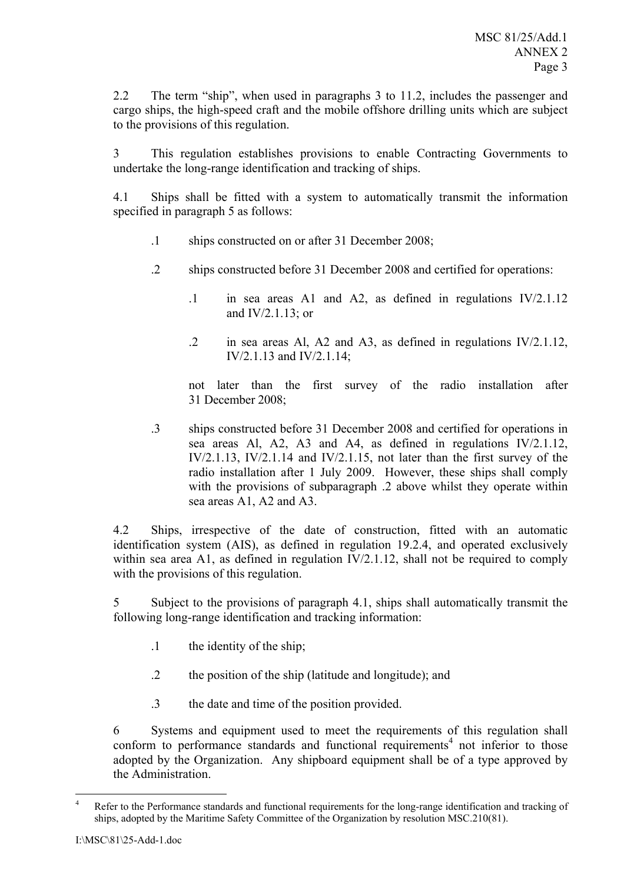2.2 The term "ship", when used in paragraphs 3 to 11.2, includes the passenger and cargo ships, the high-speed craft and the mobile offshore drilling units which are subject to the provisions of this regulation.

3 This regulation establishes provisions to enable Contracting Governments to undertake the long-range identification and tracking of ships.

4.1 Ships shall be fitted with a system to automatically transmit the information specified in paragraph 5 as follows:

.1 ships constructed on or after 31 December 2008;

.2 ships constructed before 31 December 2008 and certified for operations:

> .1 in sea areas A1 and A2, as defined in regulations IV/2.1.12 and IV/2.1.13; or
>
> .2 in sea areas Al, A2 and A3, as defined in regulations IV/2.1.12, IV/2.1.13 and IV/2.1.14;

not later than the first survey of the radio installation after 31 December 2008;

.3 ships constructed before 31 December 2008 and certified for operations in sea areas Al, A2, A3 and A4, as defined in regulations IV/2.1.12, IV/2.1.13, IV/2.1.14 and IV/2.1.15, not later than the first survey of the radio installation after 1 July 2009. However, these ships shall comply with the provisions of subparagraph .2 above whilst they operate within sea areas A1, A2 and A3.

4.2 Ships, irrespective of the date of construction, fitted with an automatic identification system (AIS), as defined in regulation 19.2.4, and operated exclusively within sea area A1, as defined in regulation IV/2.1.12, shall not be required to comply with the provisions of this regulation.

5 Subject to the provisions of paragraph 4.1, ships shall automatically transmit the following long-range identification and tracking information:

.1 the identity of the ship;

.2 the position of the ship (latitude and longitude); and

.3 the date and time of the position provided.

6 Systems and equipment used to meet the requirements of this regulation shall conform to performance standards and functional requirements[4] not inferior to those adopted by the Organization. Any shipboard equipment shall be of a type approved by the Administration.

---

[4] Refer to the Performance standards and functional requirements for the long-range identification and tracking of ships, adopted by the Maritime Safety Committee of the Organization by resolution MSC.210(81).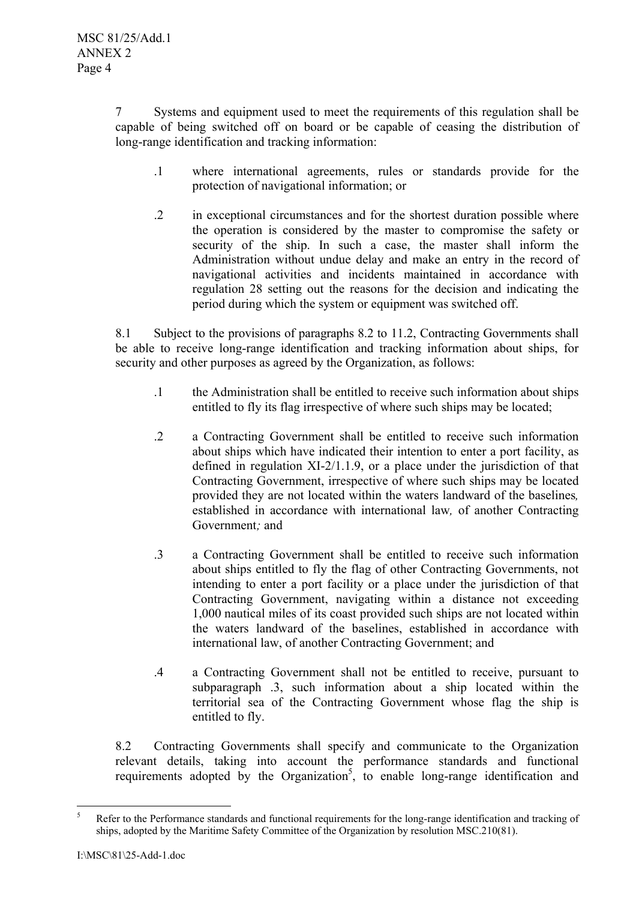7 Systems and equipment used to meet the requirements of this regulation shall be capable of being switched off on board or be capable of ceasing the distribution of long-range identification and tracking information:

.1 where international agreements, rules or standards provide for the protection of navigational information; or

.2 in exceptional circumstances and for the shortest duration possible where the operation is considered by the master to compromise the safety or security of the ship. In such a case, the master shall inform the Administration without undue delay and make an entry in the record of navigational activities and incidents maintained in accordance with regulation 28 setting out the reasons for the decision and indicating the period during which the system or equipment was switched off.

8.1 Subject to the provisions of paragraphs 8.2 to 11.2, Contracting Governments shall be able to receive long-range identification and tracking information about ships, for security and other purposes as agreed by the Organization, as follows:

.1 the Administration shall be entitled to receive such information about ships entitled to fly its flag irrespective of where such ships may be located;

.2 a Contracting Government shall be entitled to receive such information about ships which have indicated their intention to enter a port facility, as defined in regulation XI-2/1.1.9, or a place under the jurisdiction of that Contracting Government, irrespective of where such ships may be located provided they are not located within the waters landward of the baselines*,* established in accordance with international law*,* of another Contracting Government*;* and

.3 a Contracting Government shall be entitled to receive such information about ships entitled to fly the flag of other Contracting Governments, not intending to enter a port facility or a place under the jurisdiction of that Contracting Government, navigating within a distance not exceeding 1,000 nautical miles of its coast provided such ships are not located within the waters landward of the baselines, established in accordance with international law, of another Contracting Government; and

.4 a Contracting Government shall not be entitled to receive, pursuant to subparagraph .3, such information about a ship located within the territorial sea of the Contracting Government whose flag the ship is entitled to fly.

8.2 Contracting Governments shall specify and communicate to the Organization relevant details, taking into account the performance standards and functional requirements adopted by the Organization[5], to enable long-range identification and

[5] Refer to the Performance standards and functional requirements for the long-range identification and tracking of ships, adopted by the Maritime Safety Committee of the Organization by resolution MSC.210(81).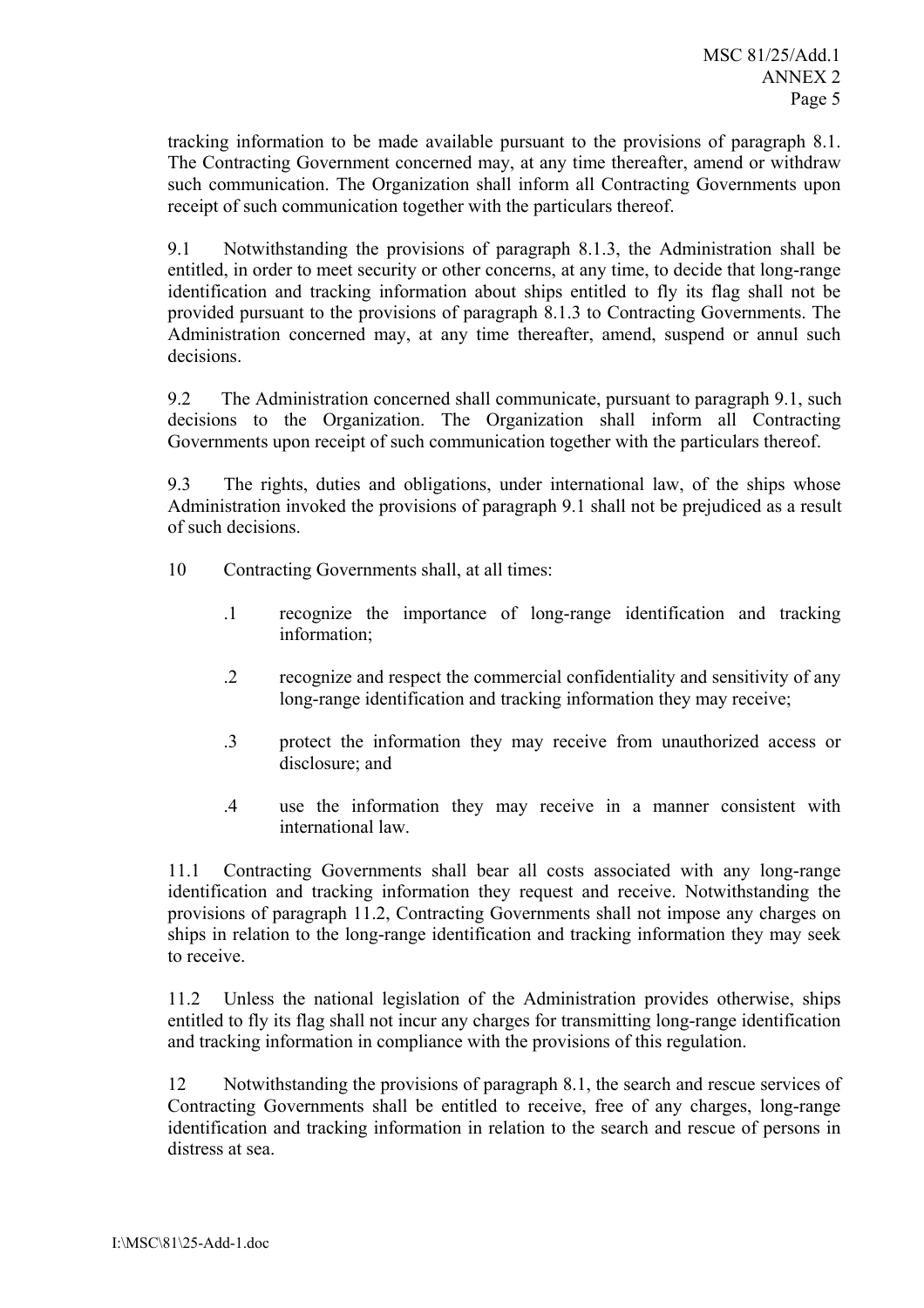tracking information to be made available pursuant to the provisions of paragraph 8.1. The Contracting Government concerned may, at any time thereafter, amend or withdraw such communication. The Organization shall inform all Contracting Governments upon receipt of such communication together with the particulars thereof.

9.1 Notwithstanding the provisions of paragraph 8.1.3, the Administration shall be entitled, in order to meet security or other concerns, at any time, to decide that long-range identification and tracking information about ships entitled to fly its flag shall not be provided pursuant to the provisions of paragraph 8.1.3 to Contracting Governments. The Administration concerned may, at any time thereafter, amend, suspend or annul such decisions.

9.2 The Administration concerned shall communicate, pursuant to paragraph 9.1, such decisions to the Organization. The Organization shall inform all Contracting Governments upon receipt of such communication together with the particulars thereof.

9.3 The rights, duties and obligations, under international law, of the ships whose Administration invoked the provisions of paragraph 9.1 shall not be prejudiced as a result of such decisions.

10 Contracting Governments shall, at all times:

.1 recognize the importance of long-range identification and tracking information;

.2 recognize and respect the commercial confidentiality and sensitivity of any long-range identification and tracking information they may receive;

.3 protect the information they may receive from unauthorized access or disclosure; and

.4 use the information they may receive in a manner consistent with international law.

11.1 Contracting Governments shall bear all costs associated with any long-range identification and tracking information they request and receive. Notwithstanding the provisions of paragraph 11.2, Contracting Governments shall not impose any charges on ships in relation to the long-range identification and tracking information they may seek to receive.

11.2 Unless the national legislation of the Administration provides otherwise, ships entitled to fly its flag shall not incur any charges for transmitting long-range identification and tracking information in compliance with the provisions of this regulation.

12 Notwithstanding the provisions of paragraph 8.1, the search and rescue services of Contracting Governments shall be entitled to receive, free of any charges, long-range identification and tracking information in relation to the search and rescue of persons in distress at sea.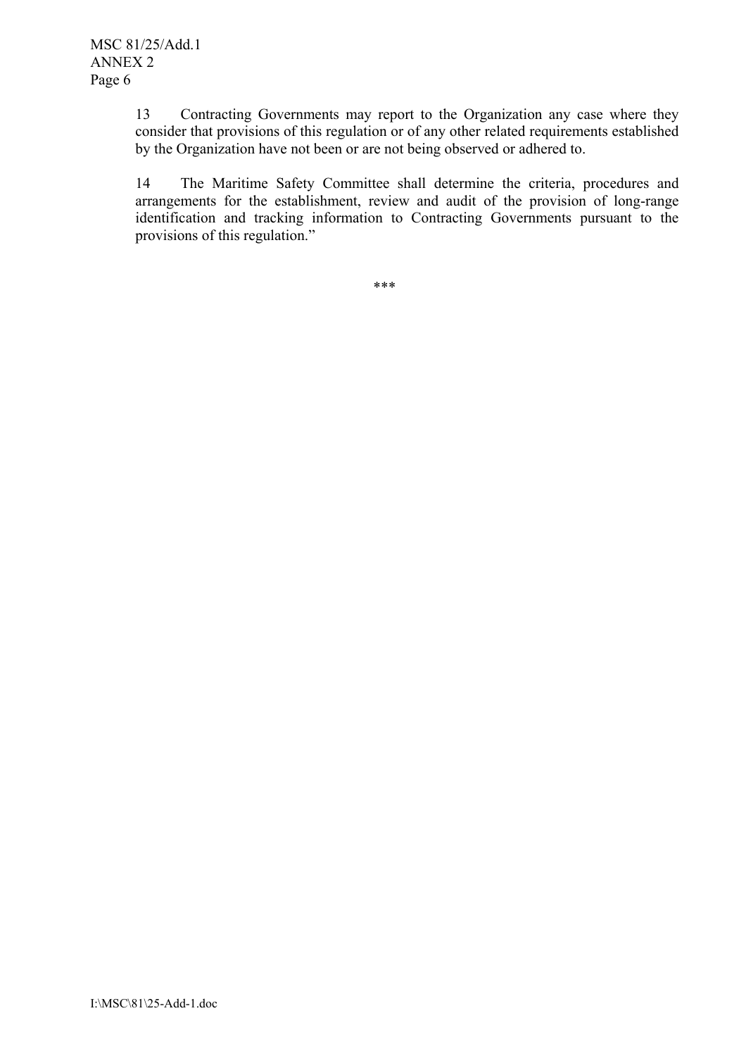13 Contracting Governments may report to the Organization any case where they consider that provisions of this regulation or of any other related requirements established by the Organization have not been or are not being observed or adhered to.

14 The Maritime Safety Committee shall determine the criteria, procedures and arrangements for the establishment, review and audit of the provision of long-range identification and tracking information to Contracting Governments pursuant to the provisions of this regulation."

***